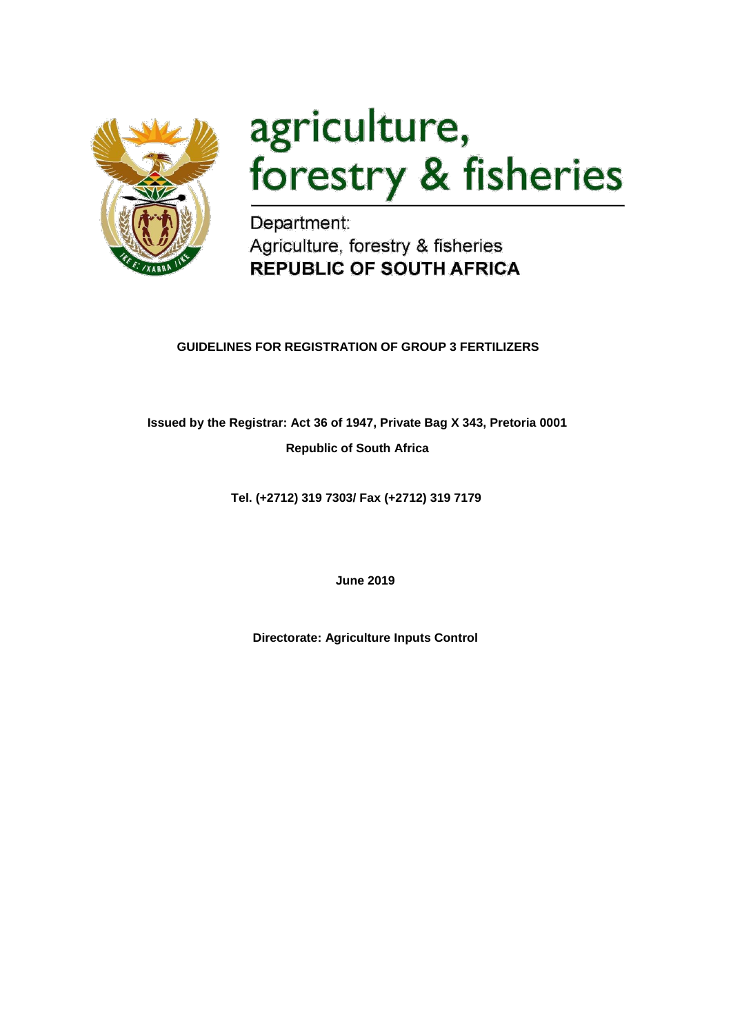agriculture, forestry & fisheries

Department:
Agriculture, forestry & fisheries
**REPUBLIC OF SOUTH AFRICA**

# GUIDELINES FOR REGISTRATION OF GROUP 3 FERTILIZERS

**Issued by the Registrar: Act 36 of 1947, Private Bag X 343, Pretoria 0001**

**Republic of South Africa**

**Tel. (+2712) 319 7303/ Fax (+2712) 319 7179**

**June 2019**

**Directorate: Agriculture Inputs Control**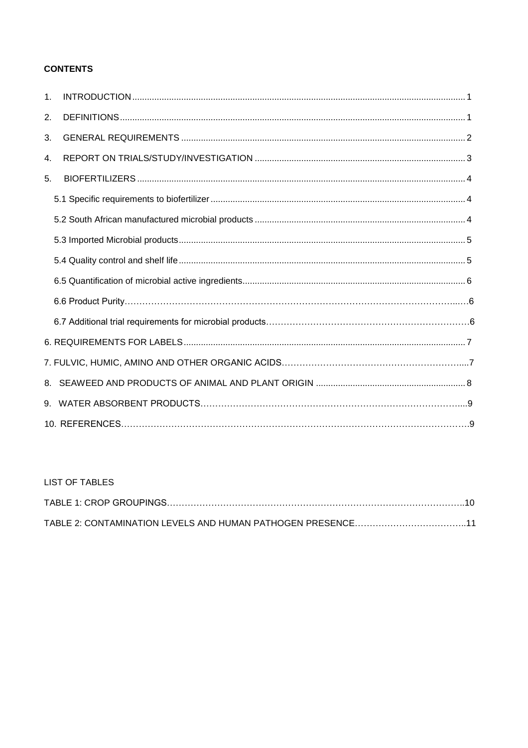**CONTENTS**

1. INTRODUCTION ........ 1
2. DEFINITIONS ........ 1
3. GENERAL REQUIREMENTS ........ 2
4. REPORT ON TRIALS/STUDY/INVESTIGATION ........ 3
5. BIOFERTILIZERS ........ 4
   - 5.1 Specific requirements to biofertilizer ........ 4
   - 5.2 South African manufactured microbial products ........ 4
   - 5.3 Imported Microbial products ........ 5
   - 5.4 Quality control and shelf life ........ 5
   - 6.5 Quantification of microbial active ingredients ........ 6
   - 6.6 Product Purity ........ 6
   - 6.7 Additional trial requirements for microbial products ........ 6

6. REQUIREMENTS FOR LABELS ........ 7

7. FULVIC, HUMIC, AMINO AND OTHER ORGANIC ACIDS ........ 7

8. SEAWEED AND PRODUCTS OF ANIMAL AND PLANT ORIGIN ........ 8

9. WATER ABSORBENT PRODUCTS ........ 9

10. REFERENCES ........ 9

LIST OF TABLES

TABLE 1: CROP GROUPINGS ........ 10

TABLE 2: CONTAMINATION LEVELS AND HUMAN PATHOGEN PRESENCE ........ 11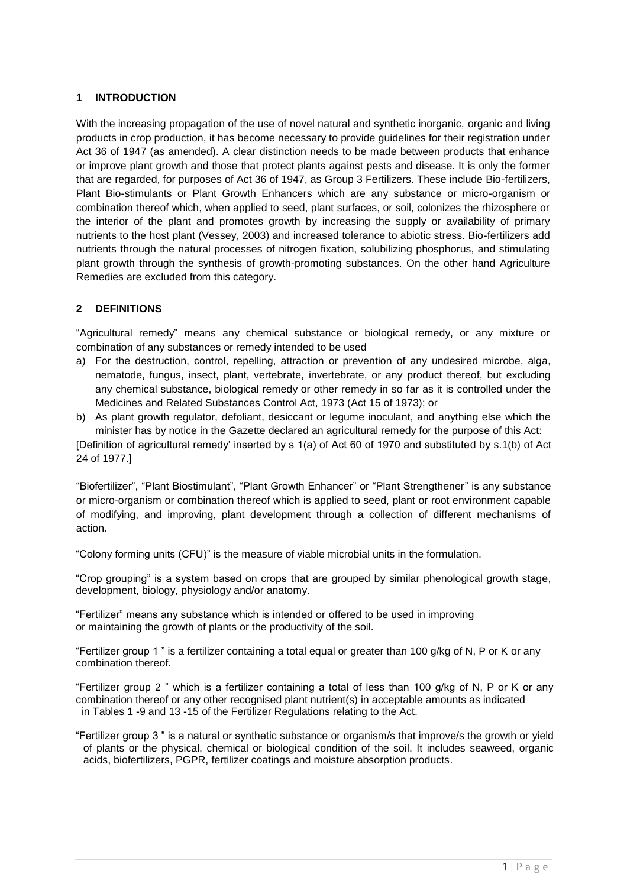## 1 INTRODUCTION

With the increasing propagation of the use of novel natural and synthetic inorganic, organic and living products in crop production, it has become necessary to provide guidelines for their registration under Act 36 of 1947 (as amended). A clear distinction needs to be made between products that enhance or improve plant growth and those that protect plants against pests and disease. It is only the former that are regarded, for purposes of Act 36 of 1947, as Group 3 Fertilizers. These include Bio-fertilizers, Plant Bio-stimulants or Plant Growth Enhancers which are any substance or micro-organism or combination thereof which, when applied to seed, plant surfaces, or soil, colonizes the rhizosphere or the interior of the plant and promotes growth by increasing the supply or availability of primary nutrients to the host plant (Vessey, 2003) and increased tolerance to abiotic stress. Bio-fertilizers add nutrients through the natural processes of nitrogen fixation, solubilizing phosphorus, and stimulating plant growth through the synthesis of growth-promoting substances. On the other hand Agriculture Remedies are excluded from this category.

## 2 DEFINITIONS

"Agricultural remedy" means any chemical substance or biological remedy, or any mixture or combination of any substances or remedy intended to be used

a) For the destruction, control, repelling, attraction or prevention of any undesired microbe, alga, nematode, fungus, insect, plant, vertebrate, invertebrate, or any product thereof, but excluding any chemical substance, biological remedy or other remedy in so far as it is controlled under the Medicines and Related Substances Control Act, 1973 (Act 15 of 1973); or
b) As plant growth regulator, defoliant, desiccant or legume inoculant, and anything else which the minister has by notice in the Gazette declared an agricultural remedy for the purpose of this Act:

[Definition of agricultural remedy' inserted by s 1(a) of Act 60 of 1970 and substituted by s.1(b) of Act 24 of 1977.]

"Biofertilizer", "Plant Biostimulant", "Plant Growth Enhancer" or "Plant Strengthener" is any substance or micro-organism or combination thereof which is applied to seed, plant or root environment capable of modifying, and improving, plant development through a collection of different mechanisms of action.

"Colony forming units (CFU)" is the measure of viable microbial units in the formulation.

"Crop grouping" is a system based on crops that are grouped by similar phenological growth stage, development, biology, physiology and/or anatomy.

"Fertilizer" means any substance which is intended or offered to be used in improving or maintaining the growth of plants or the productivity of the soil.

"Fertilizer group 1 " is a fertilizer containing a total equal or greater than 100 g/kg of N, P or K or any combination thereof.

"Fertilizer group 2 " which is a fertilizer containing a total of less than 100 g/kg of N, P or K or any combination thereof or any other recognised plant nutrient(s) in acceptable amounts as indicated in Tables 1 -9 and 13 -15 of the Fertilizer Regulations relating to the Act.

"Fertilizer group 3 " is a natural or synthetic substance or organism/s that improve/s the growth or yield of plants or the physical, chemical or biological condition of the soil. It includes seaweed, organic acids, biofertilizers, PGPR, fertilizer coatings and moisture absorption products.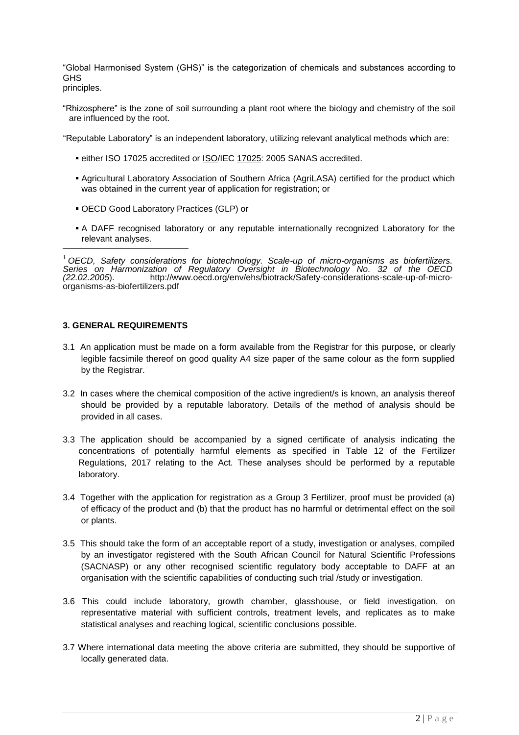"Global Harmonised System (GHS)" is the categorization of chemicals and substances according to GHS principles.

"Rhizosphere" is the zone of soil surrounding a plant root where the biology and chemistry of the soil are influenced by the root.

"Reputable Laboratory" is an independent laboratory, utilizing relevant analytical methods which are:

- either ISO 17025 accredited or ISO/IEC 17025: 2005 SANAS accredited.
- Agricultural Laboratory Association of Southern Africa (AgriLASA) certified for the product which was obtained in the current year of application for registration; or
- OECD Good Laboratory Practices (GLP) or
- A DAFF recognised laboratory or any reputable internationally recognized Laboratory for the relevant analyses.

[1] *OECD, Safety considerations for biotechnology. Scale-up of micro-organisms as biofertilizers. Series on Harmonization of Regulatory Oversight in Biotechnology No. 32 of the OECD (22.02.2005*). http://www.oecd.org/env/ehs/biotrack/Safety-considerations-scale-up-of-micro-organisms-as-biofertilizers.pdf

### 3. GENERAL REQUIREMENTS

3.1 An application must be made on a form available from the Registrar for this purpose, or clearly legible facsimile thereof on good quality A4 size paper of the same colour as the form supplied by the Registrar.

3.2 In cases where the chemical composition of the active ingredient/s is known, an analysis thereof should be provided by a reputable laboratory. Details of the method of analysis should be provided in all cases.

3.3 The application should be accompanied by a signed certificate of analysis indicating the concentrations of potentially harmful elements as specified in Table 12 of the Fertilizer Regulations, 2017 relating to the Act. These analyses should be performed by a reputable laboratory.

3.4 Together with the application for registration as a Group 3 Fertilizer, proof must be provided (a) of efficacy of the product and (b) that the product has no harmful or detrimental effect on the soil or plants.

3.5 This should take the form of an acceptable report of a study, investigation or analyses, compiled by an investigator registered with the South African Council for Natural Scientific Professions (SACNASP) or any other recognised scientific regulatory body acceptable to DAFF at an organisation with the scientific capabilities of conducting such trial /study or investigation.

3.6 This could include laboratory, growth chamber, glasshouse, or field investigation, on representative material with sufficient controls, treatment levels, and replicates as to make statistical analyses and reaching logical, scientific conclusions possible.

3.7 Where international data meeting the above criteria are submitted, they should be supportive of locally generated data.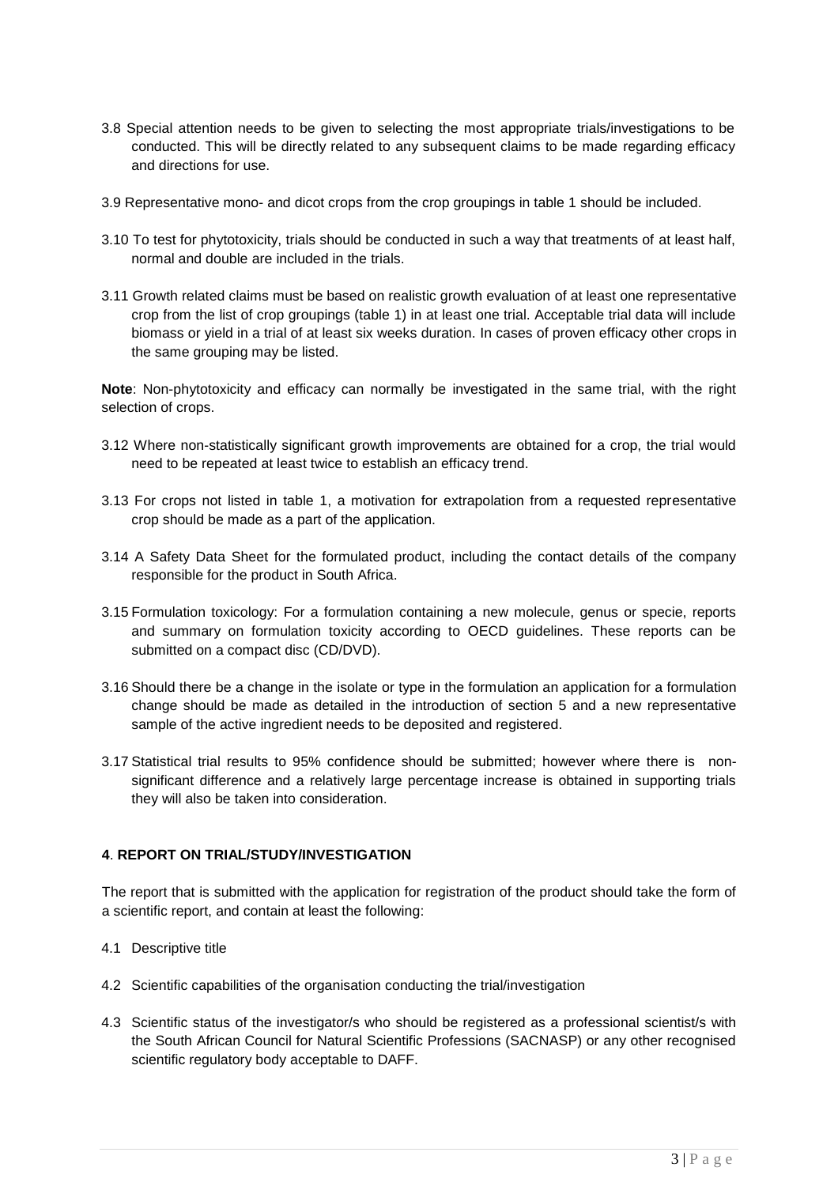3.8 Special attention needs to be given to selecting the most appropriate trials/investigations to be conducted. This will be directly related to any subsequent claims to be made regarding efficacy and directions for use.

3.9 Representative mono- and dicot crops from the crop groupings in table 1 should be included.

3.10 To test for phytotoxicity, trials should be conducted in such a way that treatments of at least half, normal and double are included in the trials.

3.11 Growth related claims must be based on realistic growth evaluation of at least one representative crop from the list of crop groupings (table 1) in at least one trial. Acceptable trial data will include biomass or yield in a trial of at least six weeks duration. In cases of proven efficacy other crops in the same grouping may be listed.

**Note**: Non-phytotoxicity and efficacy can normally be investigated in the same trial, with the right selection of crops.

3.12 Where non-statistically significant growth improvements are obtained for a crop, the trial would need to be repeated at least twice to establish an efficacy trend.

3.13 For crops not listed in table 1, a motivation for extrapolation from a requested representative crop should be made as a part of the application.

3.14 A Safety Data Sheet for the formulated product, including the contact details of the company responsible for the product in South Africa.

3.15 Formulation toxicology: For a formulation containing a new molecule, genus or specie, reports and summary on formulation toxicity according to OECD guidelines. These reports can be submitted on a compact disc (CD/DVD).

3.16 Should there be a change in the isolate or type in the formulation an application for a formulation change should be made as detailed in the introduction of section 5 and a new representative sample of the active ingredient needs to be deposited and registered.

3.17 Statistical trial results to 95% confidence should be submitted; however where there is non-significant difference and a relatively large percentage increase is obtained in supporting trials they will also be taken into consideration.

## 4. REPORT ON TRIAL/STUDY/INVESTIGATION

The report that is submitted with the application for registration of the product should take the form of a scientific report, and contain at least the following:

4.1 Descriptive title

4.2 Scientific capabilities of the organisation conducting the trial/investigation

4.3 Scientific status of the investigator/s who should be registered as a professional scientist/s with the South African Council for Natural Scientific Professions (SACNASP) or any other recognised scientific regulatory body acceptable to DAFF.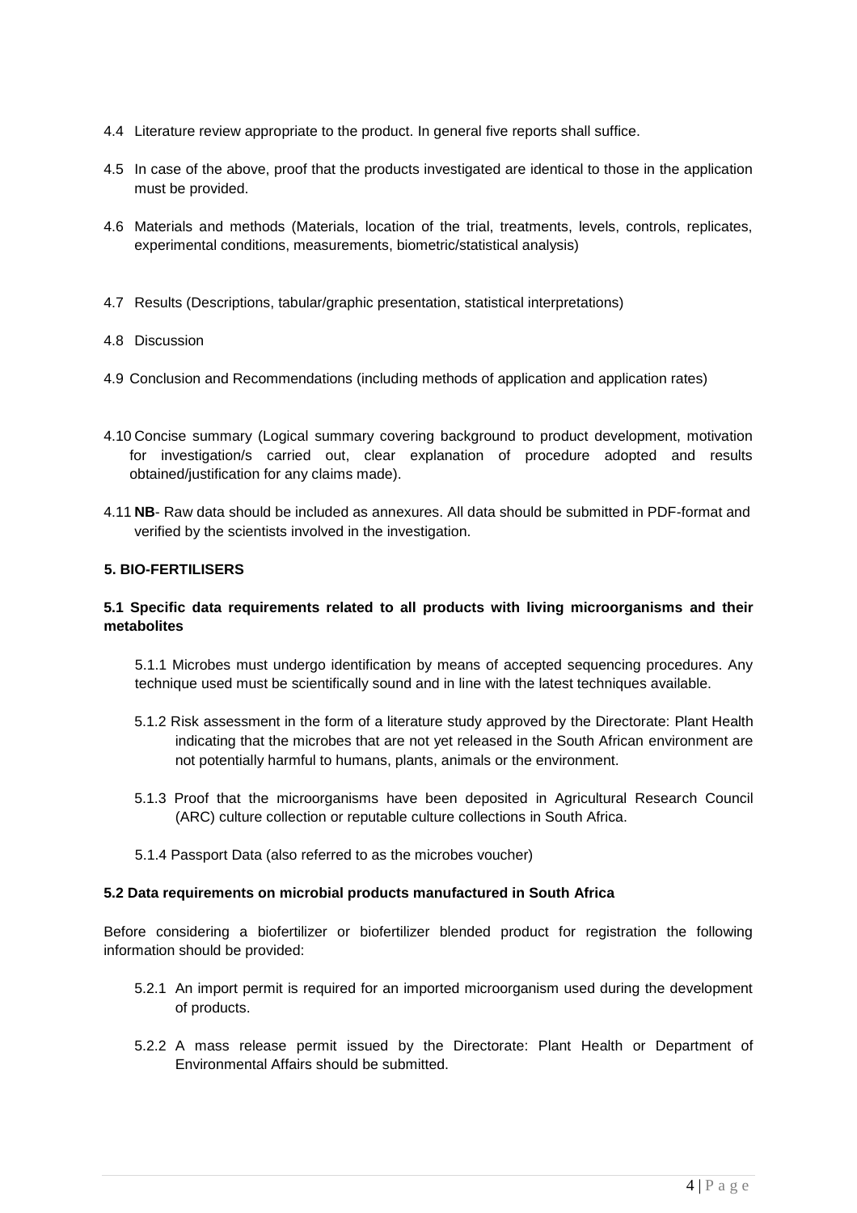4.4 Literature review appropriate to the product. In general five reports shall suffice.

4.5 In case of the above, proof that the products investigated are identical to those in the application must be provided.

4.6 Materials and methods (Materials, location of the trial, treatments, levels, controls, replicates, experimental conditions, measurements, biometric/statistical analysis)

4.7 Results (Descriptions, tabular/graphic presentation, statistical interpretations)

4.8 Discussion

4.9 Conclusion and Recommendations (including methods of application and application rates)

4.10 Concise summary (Logical summary covering background to product development, motivation for investigation/s carried out, clear explanation of procedure adopted and results obtained/justification for any claims made).

4.11 **NB**- Raw data should be included as annexures. All data should be submitted in PDF-format and verified by the scientists involved in the investigation.

## 5. BIO-FERTILISERS

### 5.1 Specific data requirements related to all products with living microorganisms and their metabolites

5.1.1 Microbes must undergo identification by means of accepted sequencing procedures. Any technique used must be scientifically sound and in line with the latest techniques available.

5.1.2 Risk assessment in the form of a literature study approved by the Directorate: Plant Health indicating that the microbes that are not yet released in the South African environment are not potentially harmful to humans, plants, animals or the environment.

5.1.3 Proof that the microorganisms have been deposited in Agricultural Research Council (ARC) culture collection or reputable culture collections in South Africa.

5.1.4 Passport Data (also referred to as the microbes voucher)

### 5.2 Data requirements on microbial products manufactured in South Africa

Before considering a biofertilizer or biofertilizer blended product for registration the following information should be provided:

5.2.1 An import permit is required for an imported microorganism used during the development of products.

5.2.2 A mass release permit issued by the Directorate: Plant Health or Department of Environmental Affairs should be submitted.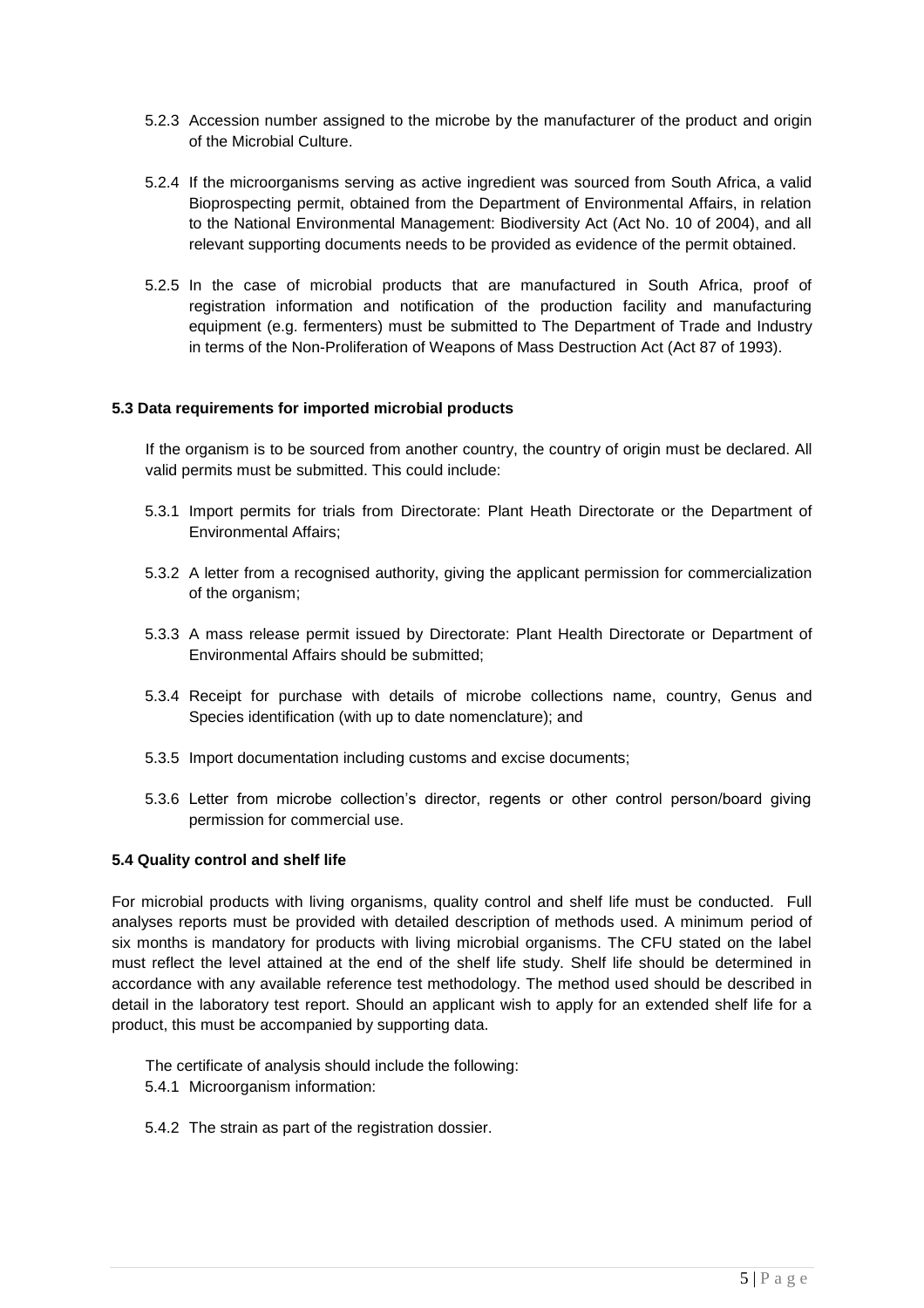5.2.3 Accession number assigned to the microbe by the manufacturer of the product and origin of the Microbial Culture.

5.2.4 If the microorganisms serving as active ingredient was sourced from South Africa, a valid Bioprospecting permit, obtained from the Department of Environmental Affairs, in relation to the National Environmental Management: Biodiversity Act (Act No. 10 of 2004), and all relevant supporting documents needs to be provided as evidence of the permit obtained.

5.2.5 In the case of microbial products that are manufactured in South Africa, proof of registration information and notification of the production facility and manufacturing equipment (e.g. fermenters) must be submitted to The Department of Trade and Industry in terms of the Non-Proliferation of Weapons of Mass Destruction Act (Act 87 of 1993).

**5.3 Data requirements for imported microbial products**

If the organism is to be sourced from another country, the country of origin must be declared. All valid permits must be submitted. This could include:

5.3.1 Import permits for trials from Directorate: Plant Heath Directorate or the Department of Environmental Affairs;

5.3.2 A letter from a recognised authority, giving the applicant permission for commercialization of the organism;

5.3.3 A mass release permit issued by Directorate: Plant Health Directorate or Department of Environmental Affairs should be submitted;

5.3.4 Receipt for purchase with details of microbe collections name, country, Genus and Species identification (with up to date nomenclature); and

5.3.5 Import documentation including customs and excise documents;

5.3.6 Letter from microbe collection's director, regents or other control person/board giving permission for commercial use.

**5.4 Quality control and shelf life**

For microbial products with living organisms, quality control and shelf life must be conducted. Full analyses reports must be provided with detailed description of methods used. A minimum period of six months is mandatory for products with living microbial organisms. The CFU stated on the label must reflect the level attained at the end of the shelf life study. Shelf life should be determined in accordance with any available reference test methodology. The method used should be described in detail in the laboratory test report. Should an applicant wish to apply for an extended shelf life for a product, this must be accompanied by supporting data.

The certificate of analysis should include the following:

5.4.1 Microorganism information:

5.4.2 The strain as part of the registration dossier.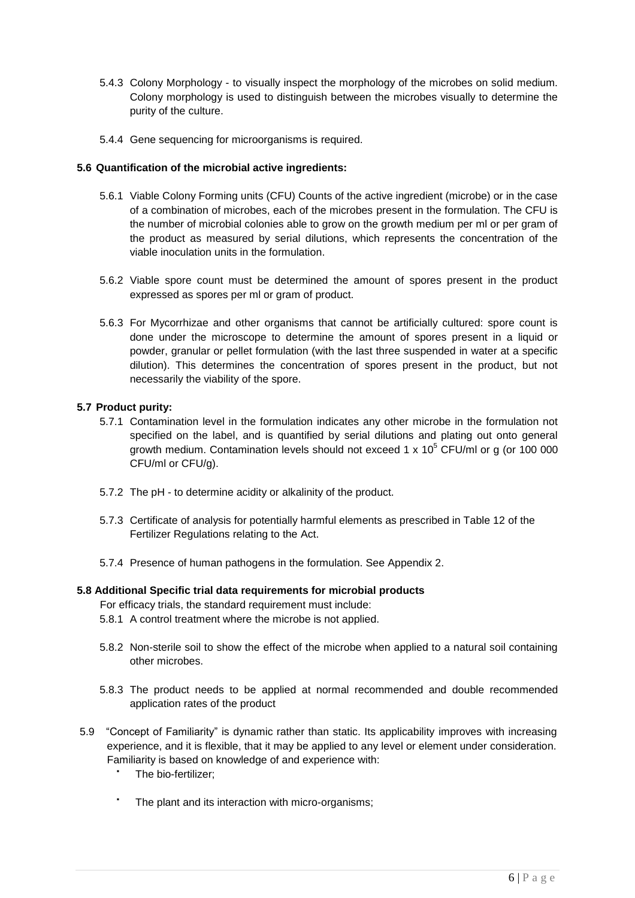5.4.3 Colony Morphology - to visually inspect the morphology of the microbes on solid medium. Colony morphology is used to distinguish between the microbes visually to determine the purity of the culture.

5.4.4 Gene sequencing for microorganisms is required.

**5.6 Quantification of the microbial active ingredients:**

5.6.1 Viable Colony Forming units (CFU) Counts of the active ingredient (microbe) or in the case of a combination of microbes, each of the microbes present in the formulation. The CFU is the number of microbial colonies able to grow on the growth medium per ml or per gram of the product as measured by serial dilutions, which represents the concentration of the viable inoculation units in the formulation.

5.6.2 Viable spore count must be determined the amount of spores present in the product expressed as spores per ml or gram of product.

5.6.3 For Mycorrhizae and other organisms that cannot be artificially cultured: spore count is done under the microscope to determine the amount of spores present in a liquid or powder, granular or pellet formulation (with the last three suspended in water at a specific dilution). This determines the concentration of spores present in the product, but not necessarily the viability of the spore.

**5.7 Product purity:**

5.7.1 Contamination level in the formulation indicates any other microbe in the formulation not specified on the label, and is quantified by serial dilutions and plating out onto general growth medium. Contamination levels should not exceed $1 \times 10^5$ CFU/ml or g (or 100 000 CFU/ml or CFU/g).

5.7.2 The pH - to determine acidity or alkalinity of the product.

5.7.3 Certificate of analysis for potentially harmful elements as prescribed in Table 12 of the Fertilizer Regulations relating to the Act.

5.7.4 Presence of human pathogens in the formulation. See Appendix 2.

**5.8 Additional Specific trial data requirements for microbial products**

For efficacy trials, the standard requirement must include:

5.8.1 A control treatment where the microbe is not applied.

5.8.2 Non-sterile soil to show the effect of the microbe when applied to a natural soil containing other microbes.

5.8.3 The product needs to be applied at normal recommended and double recommended application rates of the product

5.9 "Concept of Familiarity" is dynamic rather than static. Its applicability improves with increasing experience, and it is flexible, that it may be applied to any level or element under consideration. Familiarity is based on knowledge of and experience with:

- The bio-fertilizer;
- The plant and its interaction with micro-organisms;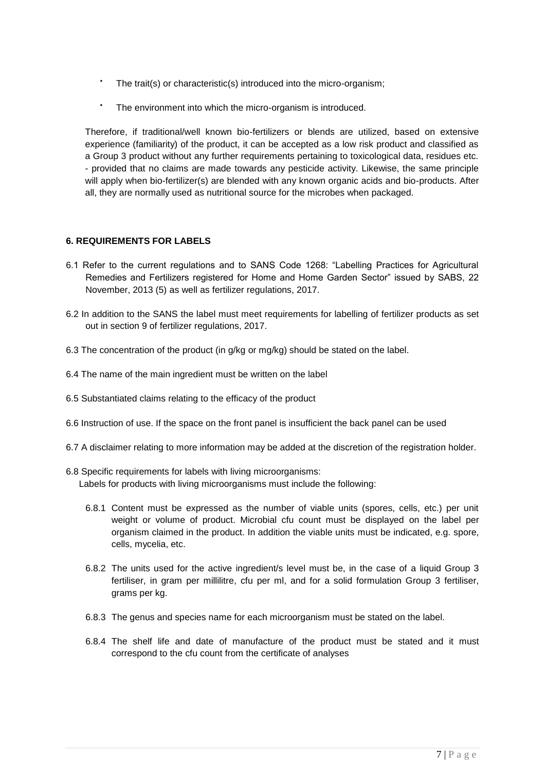- The trait(s) or characteristic(s) introduced into the micro-organism;
- The environment into which the micro-organism is introduced.

Therefore, if traditional/well known bio-fertilizers or blends are utilized, based on extensive experience (familiarity) of the product, it can be accepted as a low risk product and classified as a Group 3 product without any further requirements pertaining to toxicological data, residues etc. - provided that no claims are made towards any pesticide activity. Likewise, the same principle will apply when bio-fertilizer(s) are blended with any known organic acids and bio-products. After all, they are normally used as nutritional source for the microbes when packaged.

### 6. REQUIREMENTS FOR LABELS

6.1 Refer to the current regulations and to SANS Code 1268: "Labelling Practices for Agricultural Remedies and Fertilizers registered for Home and Home Garden Sector" issued by SABS, 22 November, 2013 (5) as well as fertilizer regulations, 2017.

6.2 In addition to the SANS the label must meet requirements for labelling of fertilizer products as set out in section 9 of fertilizer regulations, 2017.

6.3 The concentration of the product (in g/kg or mg/kg) should be stated on the label.

6.4 The name of the main ingredient must be written on the label

6.5 Substantiated claims relating to the efficacy of the product

6.6 Instruction of use. If the space on the front panel is insufficient the back panel can be used

6.7 A disclaimer relating to more information may be added at the discretion of the registration holder.

6.8 Specific requirements for labels with living microorganisms:
Labels for products with living microorganisms must include the following:

6.8.1 Content must be expressed as the number of viable units (spores, cells, etc.) per unit weight or volume of product. Microbial cfu count must be displayed on the label per organism claimed in the product. In addition the viable units must be indicated, e.g. spore, cells, mycelia, etc.

6.8.2 The units used for the active ingredient/s level must be, in the case of a liquid Group 3 fertiliser, in gram per millilitre, cfu per ml, and for a solid formulation Group 3 fertiliser, grams per kg.

6.8.3 The genus and species name for each microorganism must be stated on the label.

6.8.4 The shelf life and date of manufacture of the product must be stated and it must correspond to the cfu count from the certificate of analyses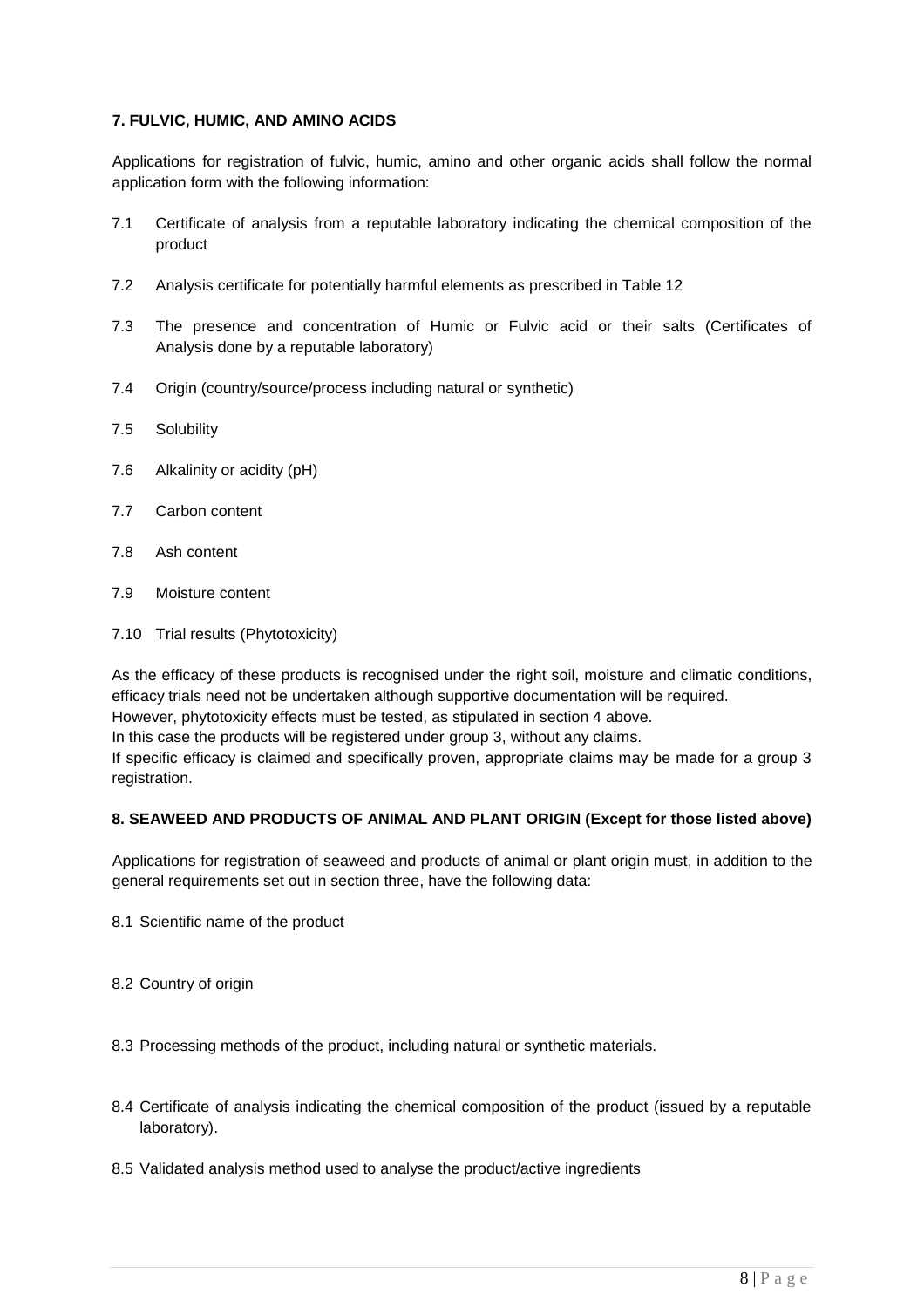## 7. FULVIC, HUMIC, AND AMINO ACIDS

Applications for registration of fulvic, humic, amino and other organic acids shall follow the normal application form with the following information:

7.1 Certificate of analysis from a reputable laboratory indicating the chemical composition of the product

7.2 Analysis certificate for potentially harmful elements as prescribed in Table 12

7.3 The presence and concentration of Humic or Fulvic acid or their salts (Certificates of Analysis done by a reputable laboratory)

7.4 Origin (country/source/process including natural or synthetic)

7.5 Solubility

7.6 Alkalinity or acidity (pH)

7.7 Carbon content

7.8 Ash content

7.9 Moisture content

7.10 Trial results (Phytotoxicity)

As the efficacy of these products is recognised under the right soil, moisture and climatic conditions, efficacy trials need not be undertaken although supportive documentation will be required.
However, phytotoxicity effects must be tested, as stipulated in section 4 above.
In this case the products will be registered under group 3, without any claims.
If specific efficacy is claimed and specifically proven, appropriate claims may be made for a group 3 registration.

## 8. SEAWEED AND PRODUCTS OF ANIMAL AND PLANT ORIGIN (Except for those listed above)

Applications for registration of seaweed and products of animal or plant origin must, in addition to the general requirements set out in section three, have the following data:

8.1 Scientific name of the product

8.2 Country of origin

8.3 Processing methods of the product, including natural or synthetic materials.

8.4 Certificate of analysis indicating the chemical composition of the product (issued by a reputable laboratory).

8.5 Validated analysis method used to analyse the product/active ingredients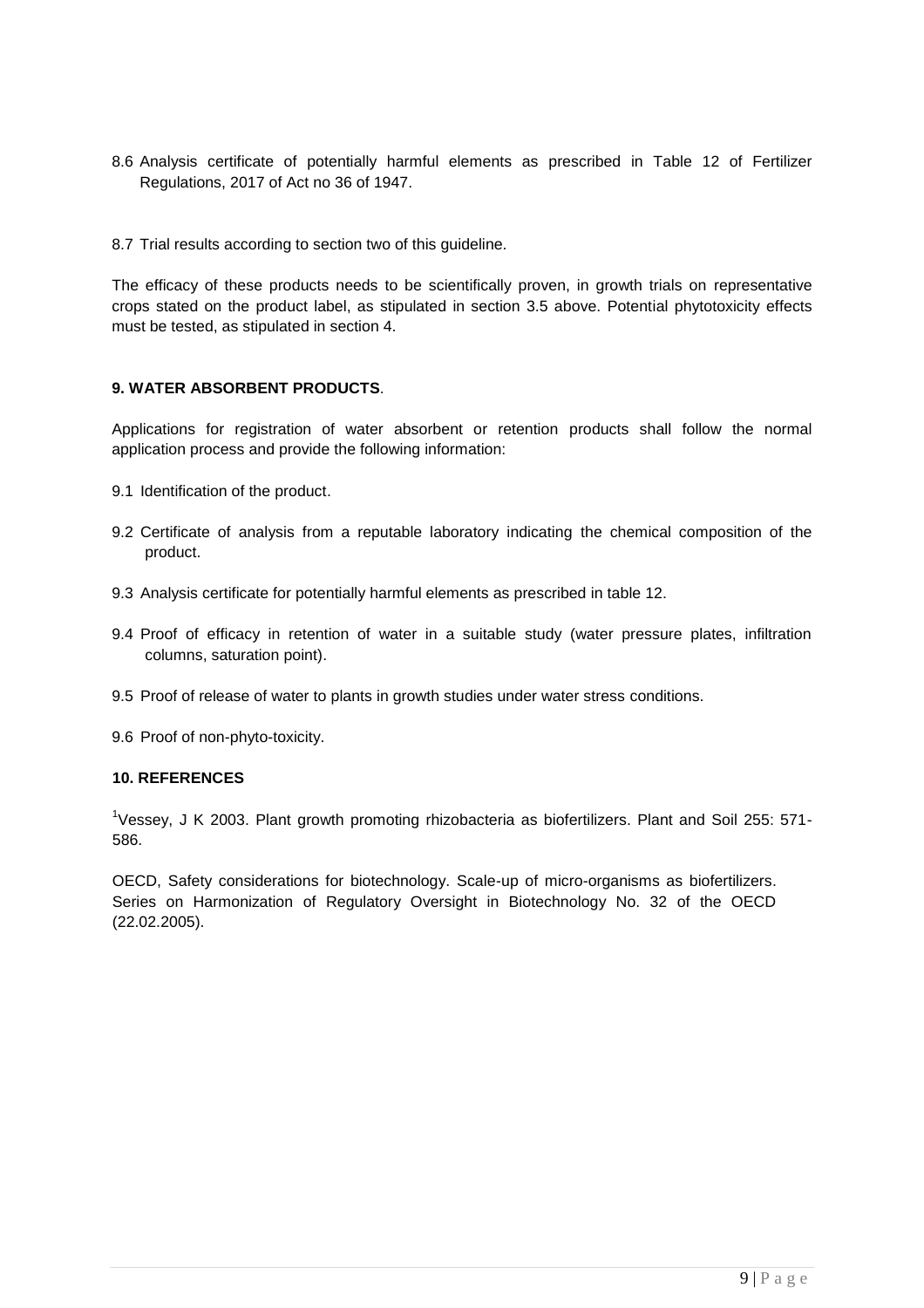8.6 Analysis certificate of potentially harmful elements as prescribed in Table 12 of Fertilizer Regulations, 2017 of Act no 36 of 1947.

8.7 Trial results according to section two of this guideline.

The efficacy of these products needs to be scientifically proven, in growth trials on representative crops stated on the product label, as stipulated in section 3.5 above. Potential phytotoxicity effects must be tested, as stipulated in section 4.

## 9. WATER ABSORBENT PRODUCTS.

Applications for registration of water absorbent or retention products shall follow the normal application process and provide the following information:

9.1 Identification of the product.

9.2 Certificate of analysis from a reputable laboratory indicating the chemical composition of the product.

9.3 Analysis certificate for potentially harmful elements as prescribed in table 12.

9.4 Proof of efficacy in retention of water in a suitable study (water pressure plates, infiltration columns, saturation point).

9.5 Proof of release of water to plants in growth studies under water stress conditions.

9.6 Proof of non-phyto-toxicity.

## 10. REFERENCES

[1]Vessey, J K 2003. Plant growth promoting rhizobacteria as biofertilizers. Plant and Soil 255: 571-586.

OECD, Safety considerations for biotechnology. Scale-up of micro-organisms as biofertilizers. Series on Harmonization of Regulatory Oversight in Biotechnology No. 32 of the OECD (22.02.2005).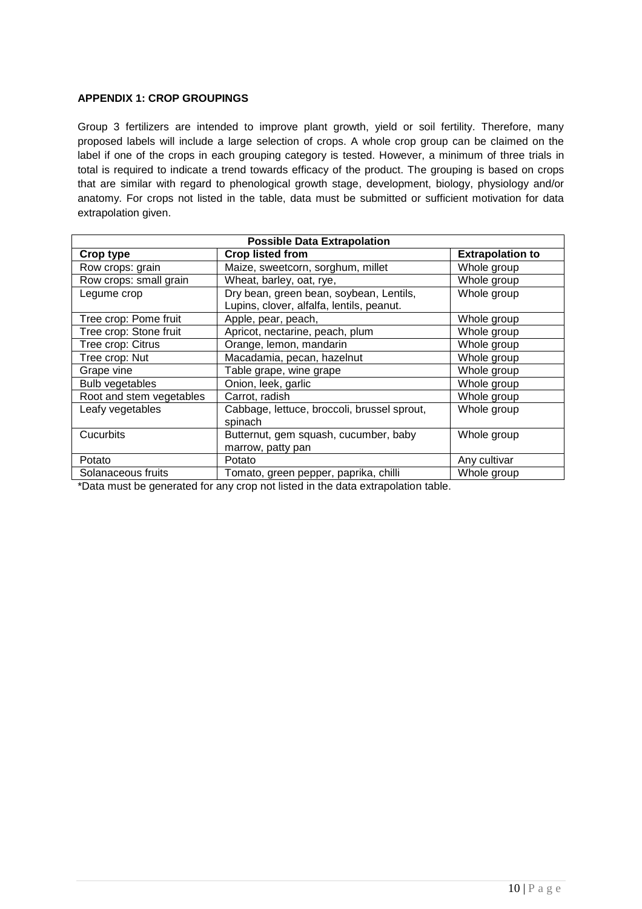## APPENDIX 1: CROP GROUPINGS

Group 3 fertilizers are intended to improve plant growth, yield or soil fertility. Therefore, many proposed labels will include a large selection of crops. A whole crop group can be claimed on the label if one of the crops in each grouping category is tested. However, a minimum of three trials in total is required to indicate a trend towards efficacy of the product. The grouping is based on crops that are similar with regard to phenological growth stage, development, biology, physiology and/or anatomy. For crops not listed in the table, data must be submitted or sufficient motivation for data extrapolation given.

| Possible Data Extrapolation | | |
|---|---|---|
| **Crop type** | **Crop listed from** | **Extrapolation to** |
| Row crops: grain | Maize, sweetcorn, sorghum, millet | Whole group |
| Row crops: small grain | Wheat, barley, oat, rye, | Whole group |
| Legume crop | Dry bean, green bean, soybean, Lentils, Lupins, clover, alfalfa, lentils, peanut. | Whole group |
| Tree crop: Pome fruit | Apple, pear, peach, | Whole group |
| Tree crop: Stone fruit | Apricot, nectarine, peach, plum | Whole group |
| Tree crop: Citrus | Orange, lemon, mandarin | Whole group |
| Tree crop: Nut | Macadamia, pecan, hazelnut | Whole group |
| Grape vine | Table grape, wine grape | Whole group |
| Bulb vegetables | Onion, leek, garlic | Whole group |
| Root and stem vegetables | Carrot, radish | Whole group |
| Leafy vegetables | Cabbage, lettuce, broccoli, brussel sprout, spinach | Whole group |
| Cucurbits | Butternut, gem squash, cucumber, baby marrow, patty pan | Whole group |
| Potato | Potato | Any cultivar |
| Solanaceous fruits | Tomato, green pepper, paprika, chilli | Whole group |

*Data must be generated for any crop not listed in the data extrapolation table.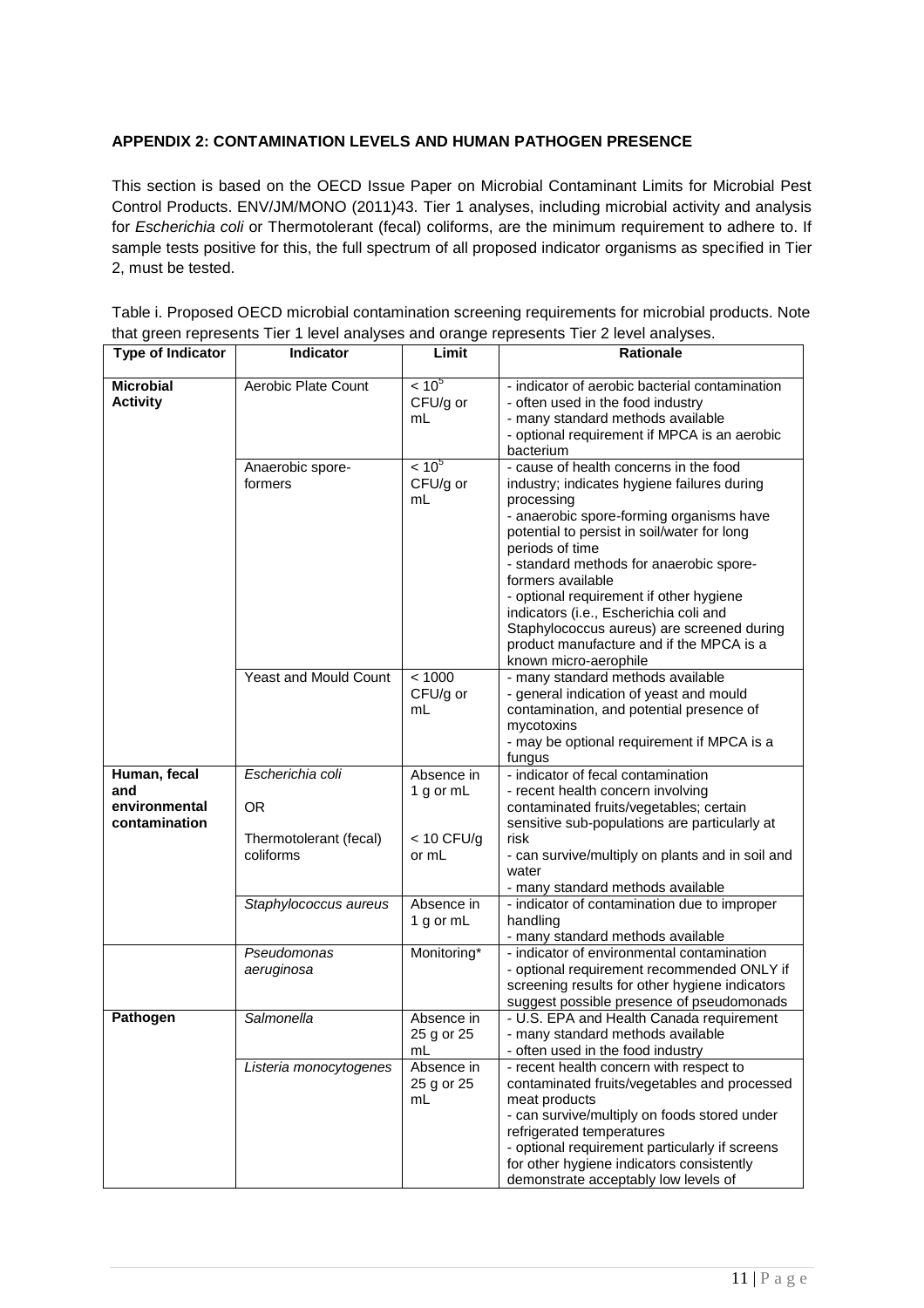**APPENDIX 2: CONTAMINATION LEVELS AND HUMAN PATHOGEN PRESENCE**

This section is based on the OECD Issue Paper on Microbial Contaminant Limits for Microbial Pest Control Products. ENV/JM/MONO (2011)43. Tier 1 analyses, including microbial activity and analysis for *Escherichia coli* or Thermotolerant (fecal) coliforms, are the minimum requirement to adhere to. If sample tests positive for this, the full spectrum of all proposed indicator organisms as specified in Tier 2, must be tested.

Table i. Proposed OECD microbial contamination screening requirements for microbial products. Note that green represents Tier 1 level analyses and orange represents Tier 2 level analyses.

| Type of Indicator | Indicator | Limit | Rationale |
|---|---|---|---|
| **Microbial Activity** | Aerobic Plate Count | $< 10^5$ CFU/g or mL | - indicator of aerobic bacterial contamination<br>- often used in the food industry<br>- many standard methods available<br>- optional requirement if MPCA is an aerobic bacterium |
| | Anaerobic spore-formers | $< 10^5$ CFU/g or mL | - cause of health concerns in the food industry; indicates hygiene failures during processing<br>- anaerobic spore-forming organisms have potential to persist in soil/water for long periods of time<br>- standard methods for anaerobic spore-formers available<br>- optional requirement if other hygiene indicators (i.e., Escherichia coli and Staphylococcus aureus) are screened during product manufacture and if the MPCA is a known micro-aerophile |
| | Yeast and Mould Count | < 1000 CFU/g or mL | - many standard methods available<br>- general indication of yeast and mould contamination, and potential presence of mycotoxins<br>- may be optional requirement if MPCA is a fungus |
| **Human, fecal and environmental contamination** | *Escherichia coli*<br><br>OR<br><br>Thermotolerant (fecal) coliforms | Absence in 1 g or mL<br><br><br>< 10 CFU/g or mL | - indicator of fecal contamination<br>- recent health concern involving contaminated fruits/vegetables; certain sensitive sub-populations are particularly at risk<br>- can survive/multiply on plants and in soil and water<br>- many standard methods available |
| | *Staphylococcus aureus* | Absence in 1 g or mL | - indicator of contamination due to improper handling<br>- many standard methods available |
| | *Pseudomonas aeruginosa* | Monitoring* | - indicator of environmental contamination<br>- optional requirement recommended ONLY if screening results for other hygiene indicators suggest possible presence of pseudomonads |
| **Pathogen** | *Salmonella* | Absence in 25 g or 25 mL | - U.S. EPA and Health Canada requirement<br>- many standard methods available<br>- often used in the food industry |
| | *Listeria monocytogenes* | Absence in 25 g or 25 mL | - recent health concern with respect to contaminated fruits/vegetables and processed meat products<br>- can survive/multiply on foods stored under refrigerated temperatures<br>- optional requirement particularly if screens for other hygiene indicators consistently demonstrate acceptably low levels of |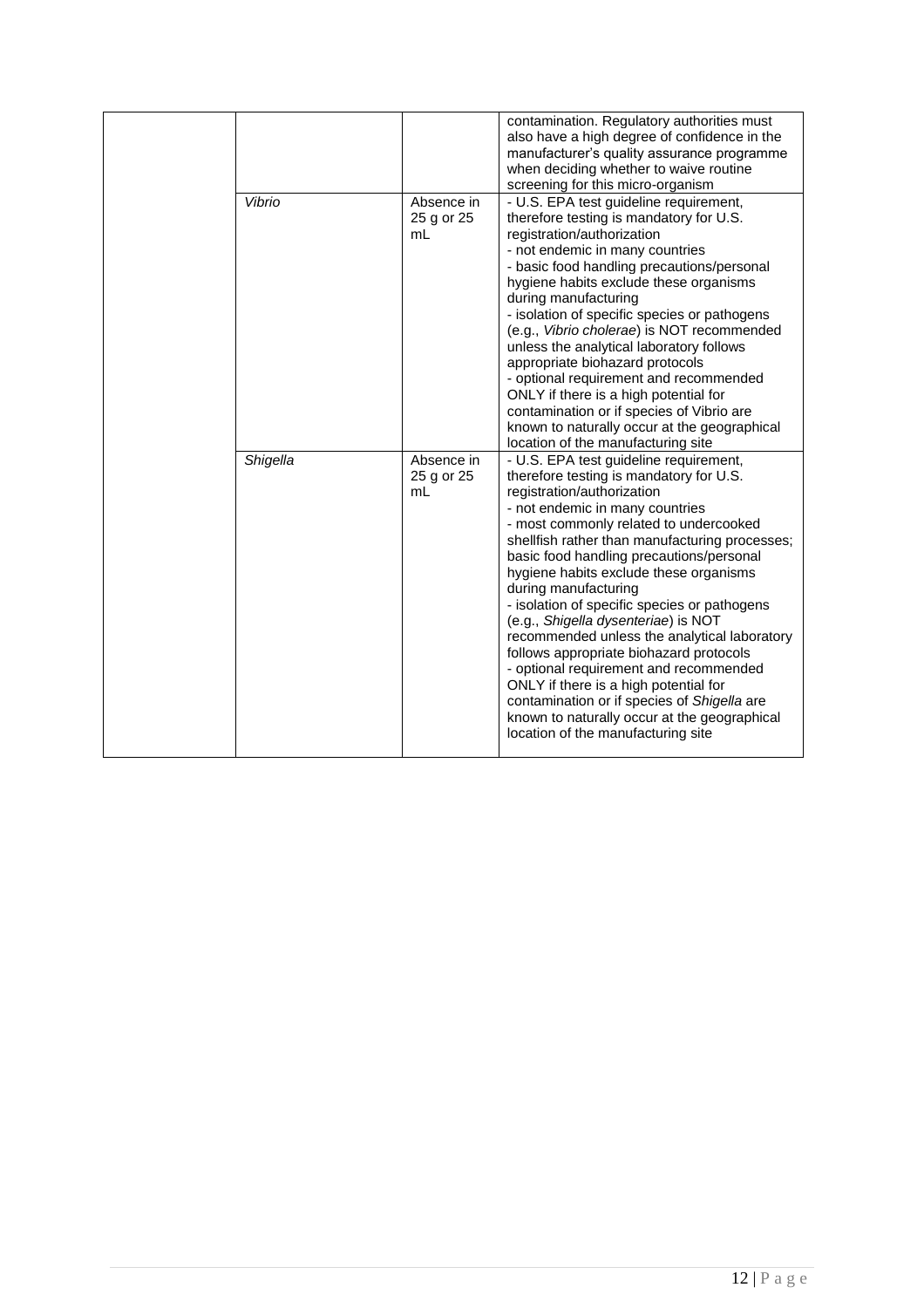| | | | |
|---|---|---|---|
| | | | contamination. Regulatory authorities must also have a high degree of confidence in the manufacturer's quality assurance programme when deciding whether to waive routine screening for this micro-organism |
| | *Vibrio* | Absence in 25 g or 25 mL | - U.S. EPA test guideline requirement, therefore testing is mandatory for U.S. registration/authorization<br>- not endemic in many countries<br>- basic food handling precautions/personal hygiene habits exclude these organisms during manufacturing<br>- isolation of specific species or pathogens (e.g., *Vibrio cholerae*) is NOT recommended unless the analytical laboratory follows appropriate biohazard protocols<br>- optional requirement and recommended ONLY if there is a high potential for contamination or if species of Vibrio are known to naturally occur at the geographical location of the manufacturing site |
| | *Shigella* | Absence in 25 g or 25 mL | - U.S. EPA test guideline requirement, therefore testing is mandatory for U.S. registration/authorization<br>- not endemic in many countries<br>- most commonly related to undercooked shellfish rather than manufacturing processes; basic food handling precautions/personal hygiene habits exclude these organisms during manufacturing<br>- isolation of specific species or pathogens (e.g., *Shigella dysenteriae*) is NOT recommended unless the analytical laboratory follows appropriate biohazard protocols<br>- optional requirement and recommended ONLY if there is a high potential for contamination or if species of *Shigella* are known to naturally occur at the geographical location of the manufacturing site |